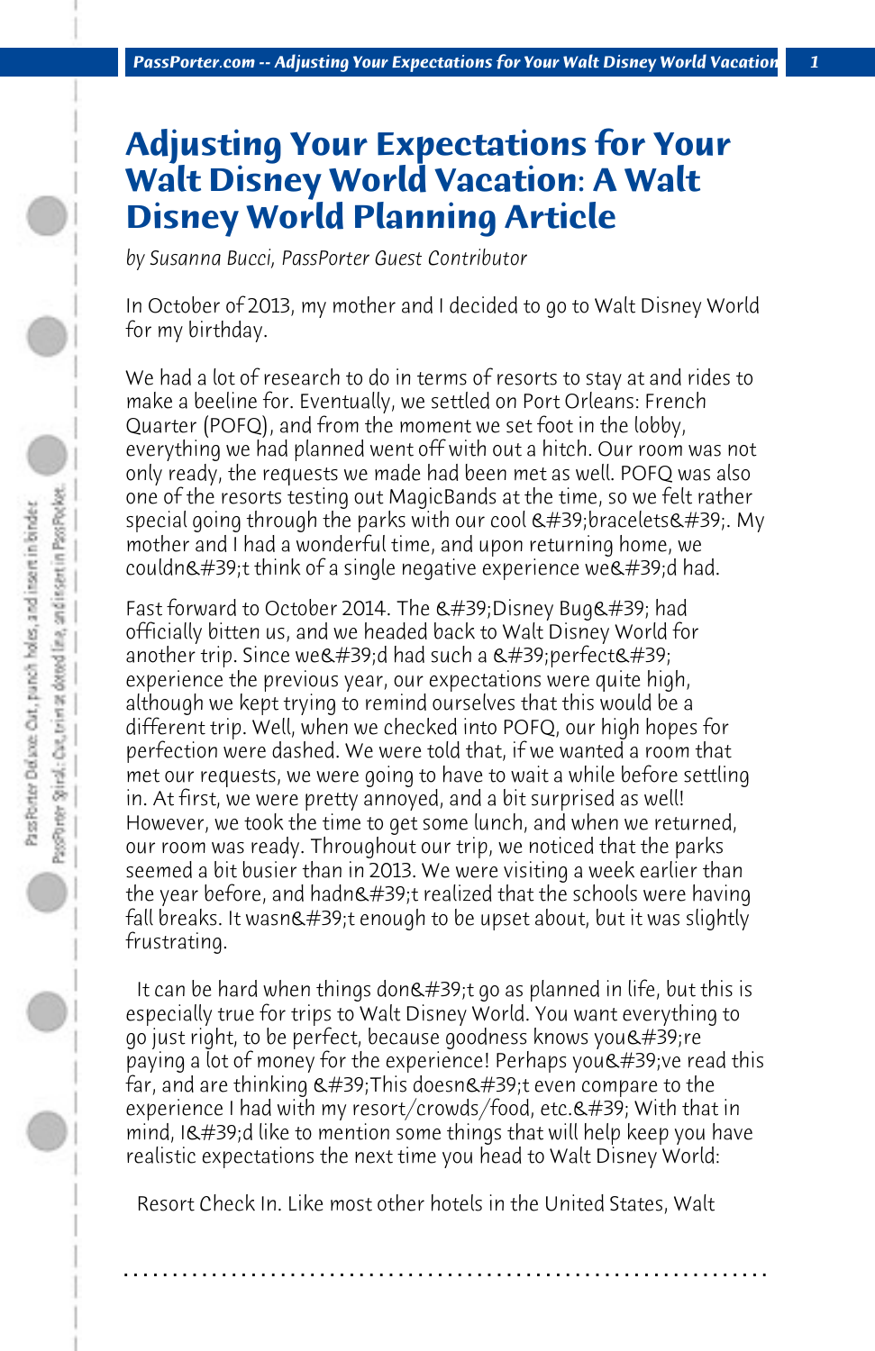# Adjusting Your Expectations for Your Walt Disney World Vacation: A Walt Disney World Planning Article

*by Susanna Bucci, PassPorter Guest Contributor*

In October of 2013, my mother and I decided to go to Walt Disney World for my birthday.

We had a lot of research to do in terms of resorts to stay at and rides to make a beeline for. Eventually, we settled on Port Orleans: French Quarter (POFQ), and from the moment we set foot in the lobby, everything we had planned went off with out a hitch. Our room was not only ready, the requests we made had been met as well. POFQ was also one of the resorts testing out MagicBands at the time, so we felt rather special going through the parks with our cool &#39;bracelets&#39;. My mother and I had a wonderful time, and upon returning home, we couldn&#39;t think of a single negative experience we&#39;d had.

Fast forward to October 2014. The &#39;Disney Bug&#39; had officially bitten us, and we headed back to Walt Disney World for another trip. Since we&#39;d had such a &#39;perfect&#39; experience the previous year, our expectations were quite high, although we kept trying to remind ourselves that this would be a different trip. Well, when we checked into POFQ, our high hopes for perfection were dashed. We were told that, if we wanted a room that met our requests, we were going to have to wait a while before settling in. At first, we were pretty annoyed, and a bit surprised as well! However, we took the time to get some lunch, and when we returned, our room was ready. Throughout our trip, we noticed that the parks seemed a bit busier than in 2013. We were visiting a week earlier than the year before, and hadn&#39;t realized that the schools were having fall breaks. It wasn&#39;t enough to be upset about, but it was slightly frustrating.

It can be hard when things don&#39;t go as planned in life, but this is especially true for trips to Walt Disney World. You want everything to go just right, to be perfect, because goodness knows you&#39;re paying a lot of money for the experience! Perhaps you&#39;ve read this far, and are thinking &#39;This doesn&#39;t even compare to the experience I had with my resort/crowds/food, etc.&#39; With that in mind, I&#39;d like to mention some things that will help keep you have realistic expectations the next time you head to Walt Disney World:

Resort Check In. Like most other hotels in the United States, Walt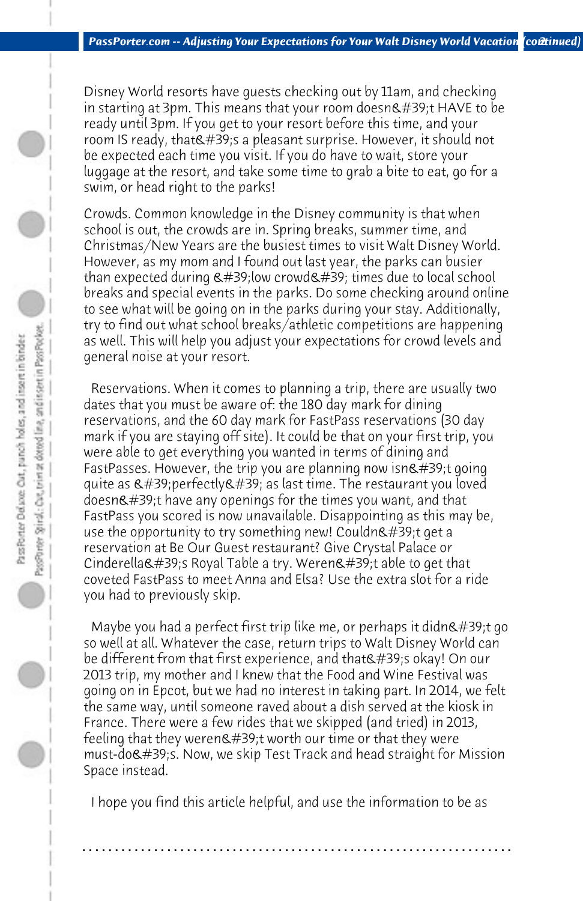Disney World resorts have guests checking out by 11am, and checking in starting at 3pm. This means that your room doesn&#39;t HAVE to be ready until 3pm. If you get to your resort before this time, and your room IS ready, that&#39;s a pleasant surprise. However, it should not be expected each time you visit. If you do have to wait, store your luggage at the resort, and take some time to grab a bite to eat, go for a swim, or head right to the parks!

Crowds. Common knowledge in the Disney community is that when school is out, the crowds are in. Spring breaks, summer time, and Christmas/New Years are the busiest times to visit Walt Disney World. However, as my mom and I found out last year, the parks can busier than expected during &#39;low crowd&#39; times due to local school breaks and special events in the parks. Do some checking around online to see what will be going on in the parks during your stay. Additionally, try to find out what school breaks/athletic competitions are happening as well. This will help you adjust your expectations for crowd levels and general noise at your resort.

Reservations. When it comes to planning a trip, there are usually two dates that you must be aware of: the 180 day mark for dining reservations, and the 60 day mark for FastPass reservations (30 day mark if you are staying off site). It could be that on your first trip, you were able to get everything you wanted in terms of dining and FastPasses. However, the trip you are planning now isn&#39;t going quite as &#39;perfectly&#39; as last time. The restaurant you loved doesn&#39;t have any openings for the times you want, and that FastPass you scored is now unavailable. Disappointing as this may be, use the opportunity to try something new! Couldn&#39;t get a reservation at Be Our Guest restaurant? Give Crystal Palace or Cinderella&#39;s Royal Table a try. Weren&#39;t able to get that coveted FastPass to meet Anna and Elsa? Use the extra slot for a ride you had to previously skip.

Maybe you had a perfect first trip like me, or perhaps it didn&#39;t go so well at all. Whatever the case, return trips to Walt Disney World can be different from that first experience, and that&#39;s okay! On our 2013 trip, my mother and I knew that the Food and Wine Festival was going on in Epcot, but we had no interest in taking part. In 2014, we felt the same way, until someone raved about a dish served at the kiosk in France. There were a few rides that we skipped (and tried) in 2013, feeling that they weren&#39;t worth our time or that they were must-do&#39;s. Now, we skip Test Track and head straight for Mission Space instead.

I hope you find this article helpful, and use the information to be as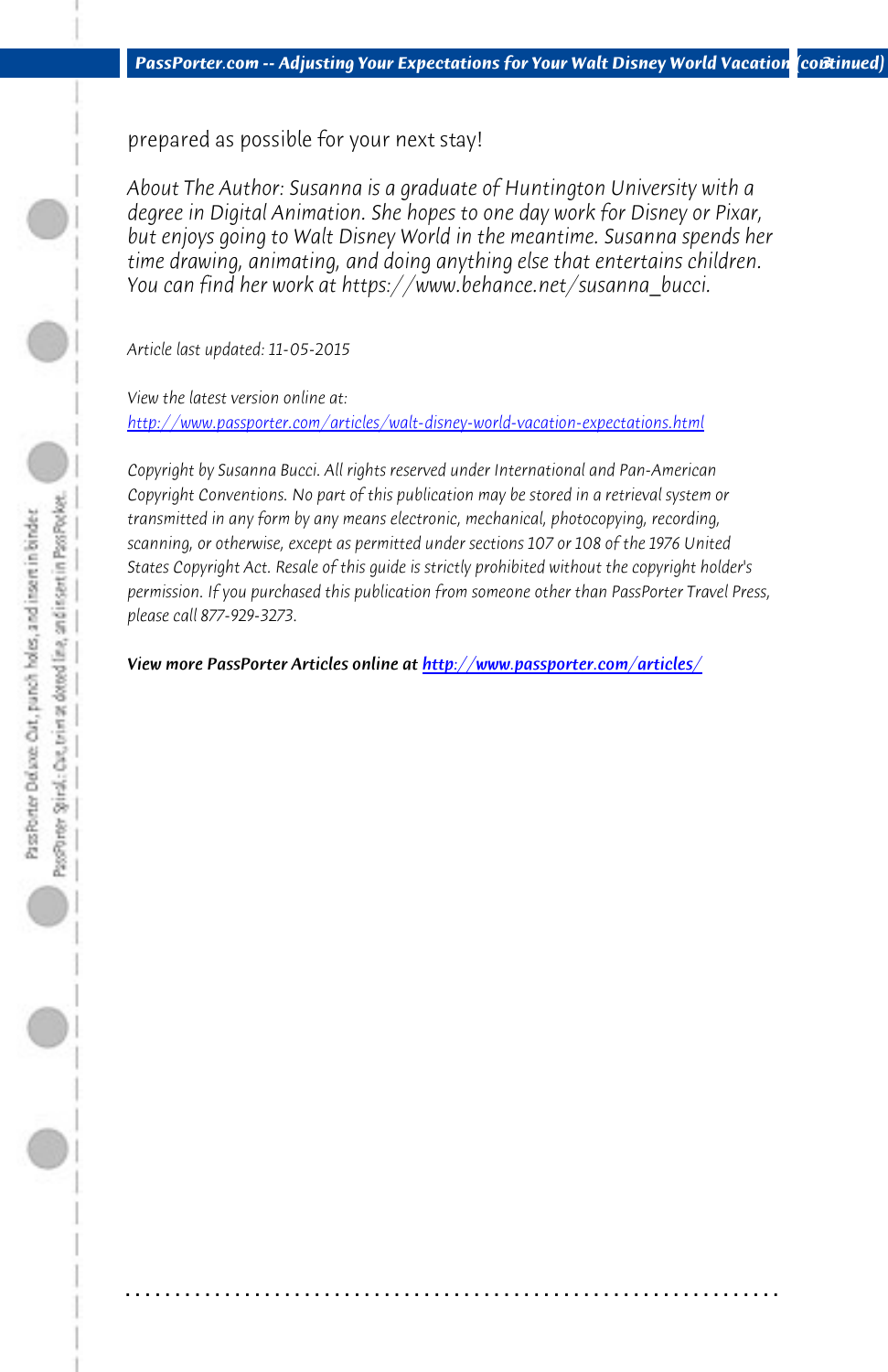prepared as possible for your next stay!

*About The Author: Susanna is a graduate of Huntington University with a degree in Digital Animation. She hopes to one day work for Disney or Pixar, but enjoys going to Walt Disney World in the meantime. Susanna spends her time drawing, animating, and doing anything else that entertains children. You can find her work at https://www.behance.net/susanna_bucci.*

*Article last updated: 11-05-2015*

*View the latest version online at:*
*http://www.passporter.com/articles/walt-disney-world-vacation-expectations.html*

*Copyright by Susanna Bucci. All rights reserved under International and Pan-American Copyright Conventions. No part of this publication may be stored in a retrieval system or transmitted in any form by any means electronic, mechanical, photocopying, recording, scanning, or otherwise, except as permitted under sections 107 or 108 of the 1976 United States Copyright Act. Resale of this guide is strictly prohibited without the copyright holder's permission. If you purchased this publication from someone other than PassPorter Travel Press, please call 877-929-3273.*

***View more PassPorter Articles online at http://www.passporter.com/articles/***